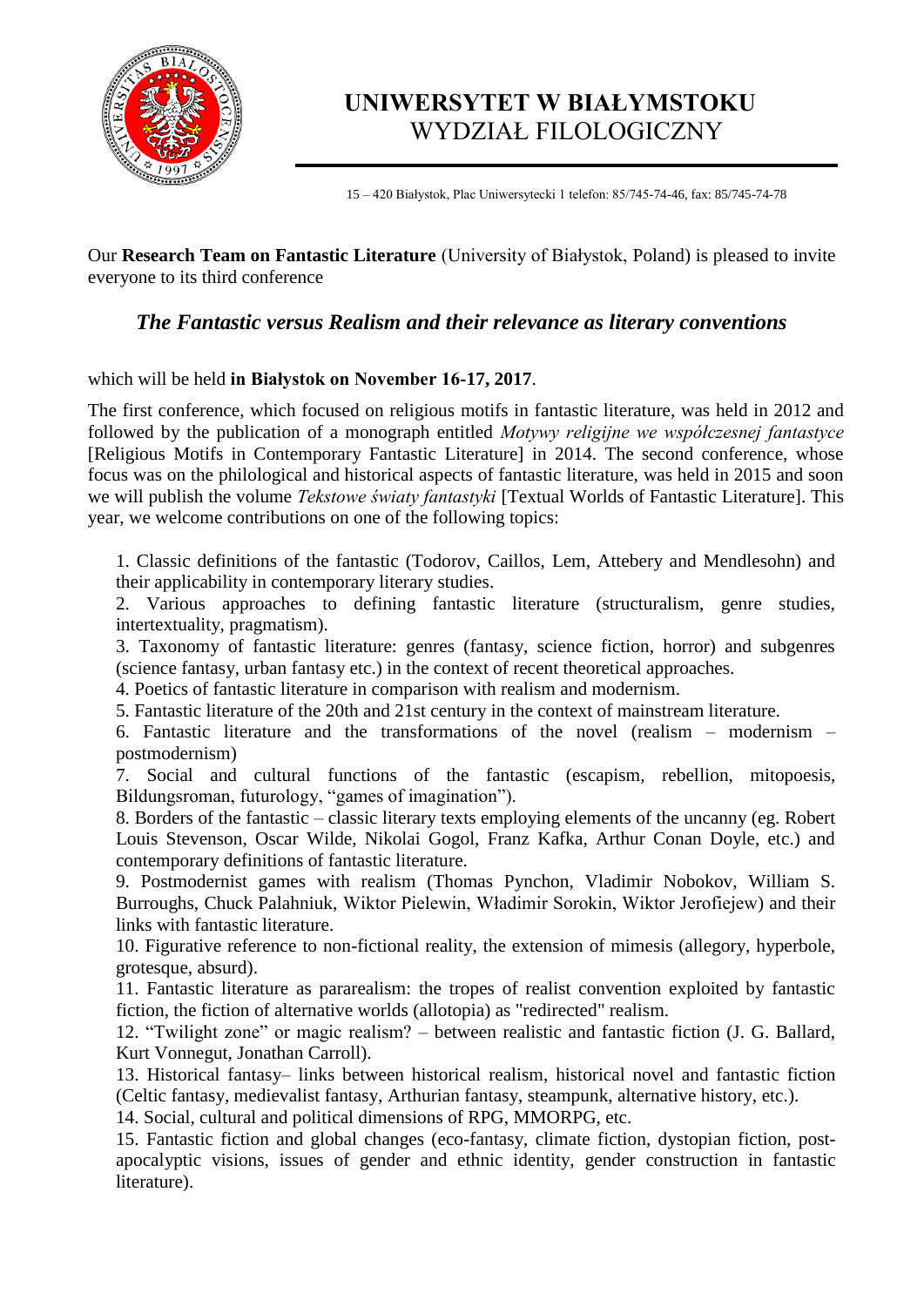# UNIWERSYTET W BIAŁYMSTOKU
## WYDZIAŁ FILOLOGICZNY

15 – 420 Białystok, Plac Uniwersytecki 1 telefon: 85/745-74-46, fax: 85/745-74-78

Our **Research Team on Fantastic Literature** (University of Białystok, Poland) is pleased to invite everyone to its third conference

## *The Fantastic versus Realism and their relevance as literary conventions*

which will be held **in Białystok on November 16-17, 2017**.

The first conference, which focused on religious motifs in fantastic literature, was held in 2012 and followed by the publication of a monograph entitled *Motywy religijne we współczesnej fantastyce* [Religious Motifs in Contemporary Fantastic Literature] in 2014. The second conference, whose focus was on the philological and historical aspects of fantastic literature, was held in 2015 and soon we will publish the volume *Tekstowe światy fantastyki* [Textual Worlds of Fantastic Literature]. This year, we welcome contributions on one of the following topics:

1. Classic definitions of the fantastic (Todorov, Caillos, Lem, Attebery and Mendlesohn) and their applicability in contemporary literary studies.
2. Various approaches to defining fantastic literature (structuralism, genre studies, intertextuality, pragmatism).
3. Taxonomy of fantastic literature: genres (fantasy, science fiction, horror) and subgenres (science fantasy, urban fantasy etc.) in the context of recent theoretical approaches.
4. Poetics of fantastic literature in comparison with realism and modernism.
5. Fantastic literature of the 20th and 21st century in the context of mainstream literature.
6. Fantastic literature and the transformations of the novel (realism – modernism – postmodernism)
7. Social and cultural functions of the fantastic (escapism, rebellion, mitopoesis, Bildungsroman, futurology, "games of imagination").
8. Borders of the fantastic – classic literary texts employing elements of the uncanny (eg. Robert Louis Stevenson, Oscar Wilde, Nikolai Gogol, Franz Kafka, Arthur Conan Doyle, etc.) and contemporary definitions of fantastic literature.
9. Postmodernist games with realism (Thomas Pynchon, Vladimir Nobokov, William S. Burroughs, Chuck Palahniuk, Wiktor Pielewin, Władimir Sorokin, Wiktor Jerofiejew) and their links with fantastic literature.
10. Figurative reference to non-fictional reality, the extension of mimesis (allegory, hyperbole, grotesque, absurd).
11. Fantastic literature as pararealism: the tropes of realist convention exploited by fantastic fiction, the fiction of alternative worlds (allotopia) as "redirected" realism.
12. "Twilight zone" or magic realism? – between realistic and fantastic fiction (J. G. Ballard, Kurt Vonnegut, Jonathan Carroll).
13. Historical fantasy– links between historical realism, historical novel and fantastic fiction (Celtic fantasy, medievalist fantasy, Arthurian fantasy, steampunk, alternative history, etc.).
14. Social, cultural and political dimensions of RPG, MMORPG, etc.
15. Fantastic fiction and global changes (eco-fantasy, climate fiction, dystopian fiction, post-apocalyptic visions, issues of gender and ethnic identity, gender construction in fantastic literature).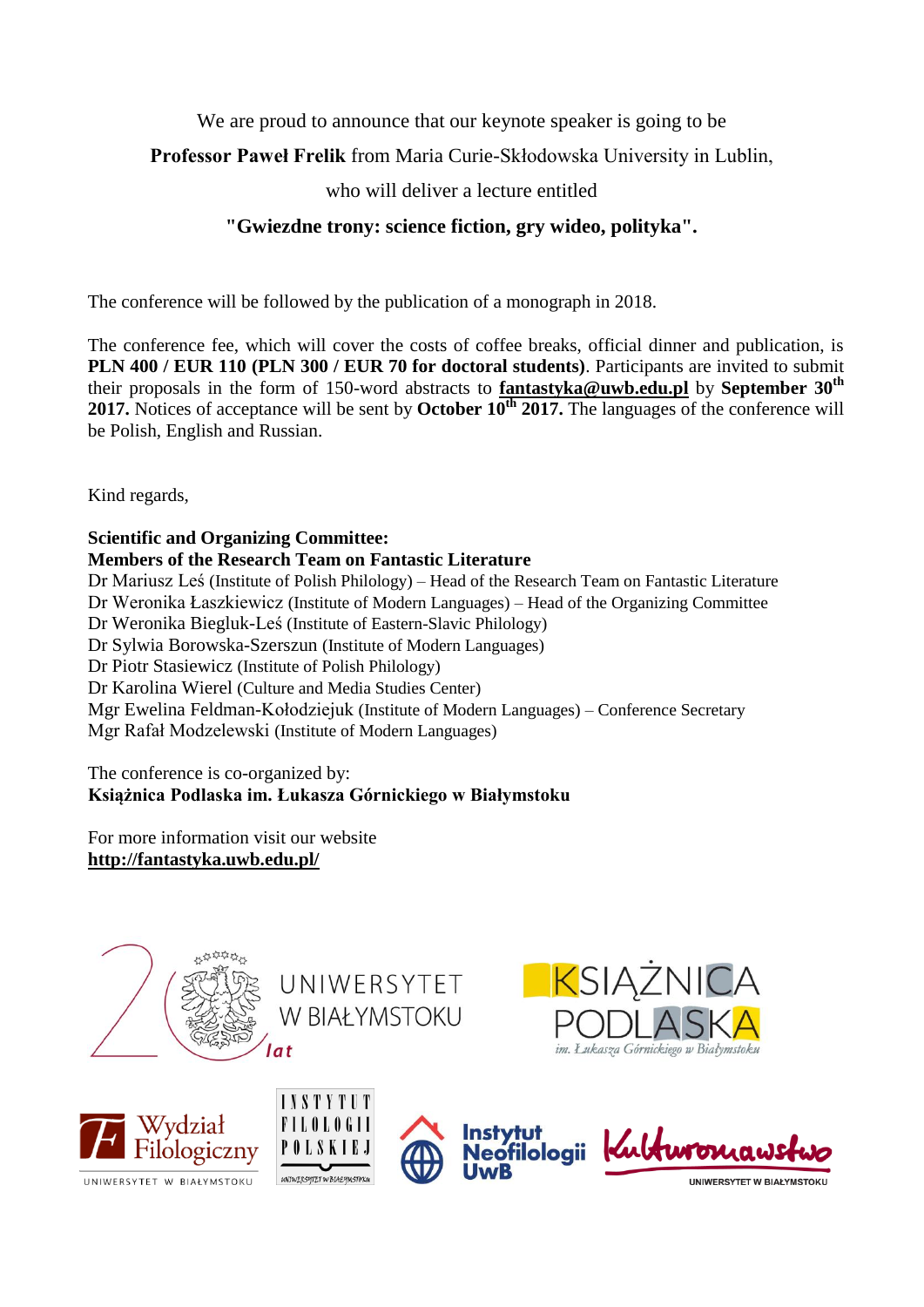We are proud to announce that our keynote speaker is going to be

**Professor Paweł Frelik** from Maria Curie-Skłodowska University in Lublin,

who will deliver a lecture entitled

**"Gwiezdne trony: science fiction, gry wideo, polityka".**

The conference will be followed by the publication of a monograph in 2018.

The conference fee, which will cover the costs of coffee breaks, official dinner and publication, is **PLN 400 / EUR 110 (PLN 300 / EUR 70 for doctoral students)**. Participants are invited to submit their proposals in the form of 150-word abstracts to **fantastyka@uwb.edu.pl** by **September 30th 2017.** Notices of acceptance will be sent by **October 10th 2017.** The languages of the conference will be Polish, English and Russian.

Kind regards,

**Scientific and Organizing Committee:**
**Members of the Research Team on Fantastic Literature**
Dr Mariusz Leś (Institute of Polish Philology) – Head of the Research Team on Fantastic Literature
Dr Weronika Łaszkiewicz (Institute of Modern Languages) – Head of the Organizing Committee
Dr Weronika Biegluk-Leś (Institute of Eastern-Slavic Philology)
Dr Sylwia Borowska-Szerszun (Institute of Modern Languages)
Dr Piotr Stasiewicz (Institute of Polish Philology)
Dr Karolina Wierel (Culture and Media Studies Center)
Mgr Ewelina Feldman-Kołodziejuk (Institute of Modern Languages) – Conference Secretary
Mgr Rafał Modzelewski (Institute of Modern Languages)

The conference is co-organized by:
**Książnica Podlaska im. Łukasza Górnickiego w Białymstoku**

For more information visit our website
**http://fantastyka.uwb.edu.pl/**